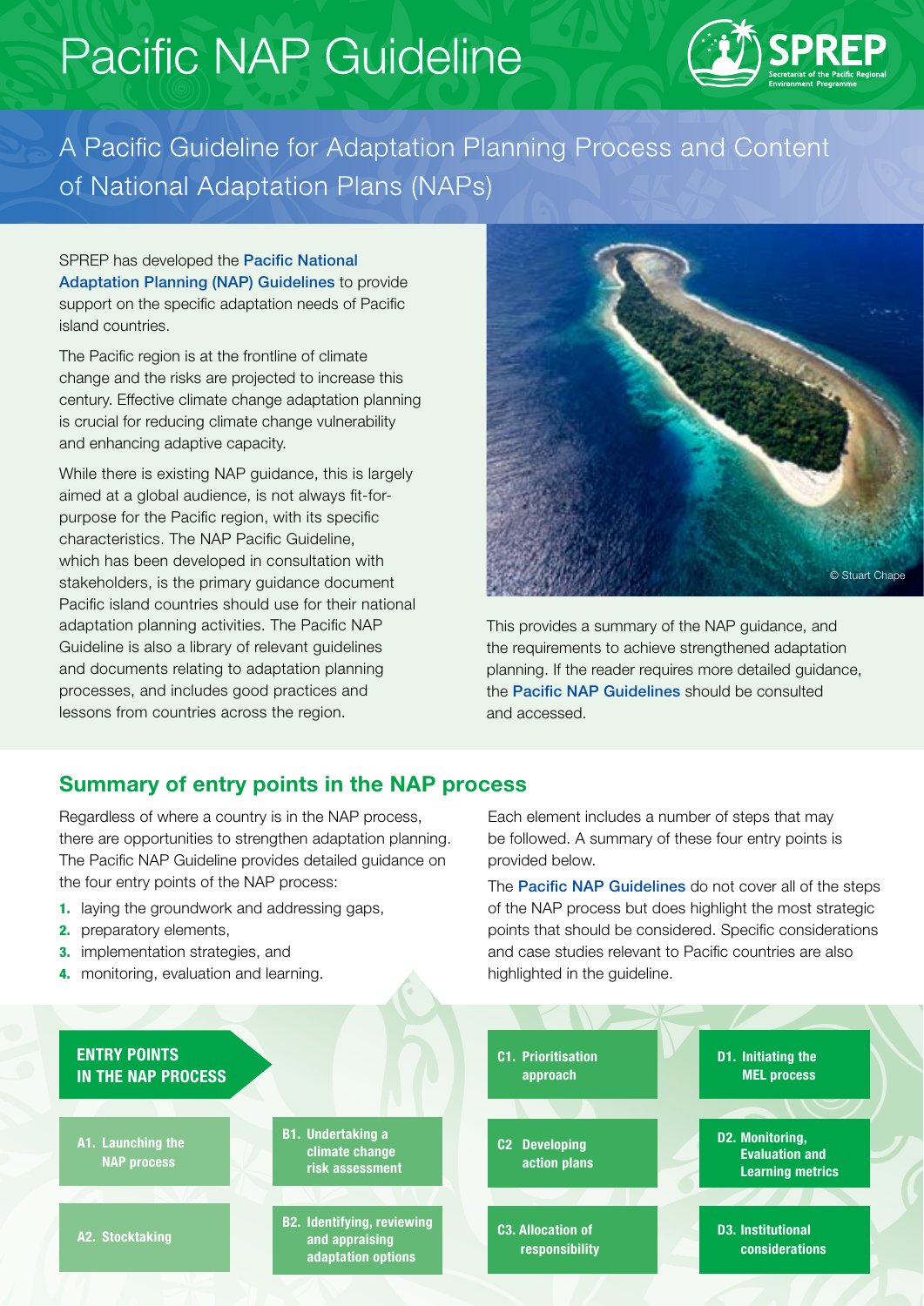# Pacific NAP Guideline

## A Pacific Guideline for Adaptation Planning Process and Content of National Adaptation Plans (NAPs)

SPREP has developed the Pacific National Adaptation Planning (NAP) Guidelines to provide support on the specific adaptation needs of Pacific island countries.

The Pacific region is at the frontline of climate change and the risks are projected to increase this century. Effective climate change adaptation planning is crucial for reducing climate change vulnerability and enhancing adaptive capacity.

While there is existing NAP guidance, this is largely aimed at a global audience, is not always fit-for-purpose for the Pacific region, with its specific characteristics. The NAP Pacific Guideline, which has been developed in consultation with stakeholders, is the primary guidance document Pacific island countries should use for their national adaptation planning activities. The Pacific NAP Guideline is also a library of relevant guidelines and documents relating to adaptation planning processes, and includes good practices and lessons from countries across the region.

© Stuart Chape

This provides a summary of the NAP guidance, and the requirements to achieve strengthened adaptation planning. If the reader requires more detailed guidance, the Pacific NAP Guidelines should be consulted and accessed.

## Summary of entry points in the NAP process

Regardless of where a country is in the NAP process, there are opportunities to strengthen adaptation planning. The Pacific NAP Guideline provides detailed guidance on the four entry points of the NAP process:

1. laying the groundwork and addressing gaps,
2. preparatory elements,
3. implementation strategies, and
4. monitoring, evaluation and learning.

Each element includes a number of steps that may be followed. A summary of these four entry points is provided below.

The Pacific NAP Guidelines do not cover all of the steps of the NAP process but does highlight the most strategic points that should be considered. Specific considerations and case studies relevant to Pacific countries are also highlighted in the guideline.

**ENTRY POINTS IN THE NAP PROCESS**

| A | B | C | D |
|---|---|---|---|
| | | C1. Prioritisation approach | D1. Initiating the MEL process |
| A1. Launching the NAP process | B1. Undertaking a climate change risk assessment | C2 Developing action plans | D2. Monitoring, Evaluation and Learning metrics |
| A2. Stocktaking | B2. Identifying, reviewing and appraising adaptation options | C3. Allocation of responsibility | D3. Institutional considerations |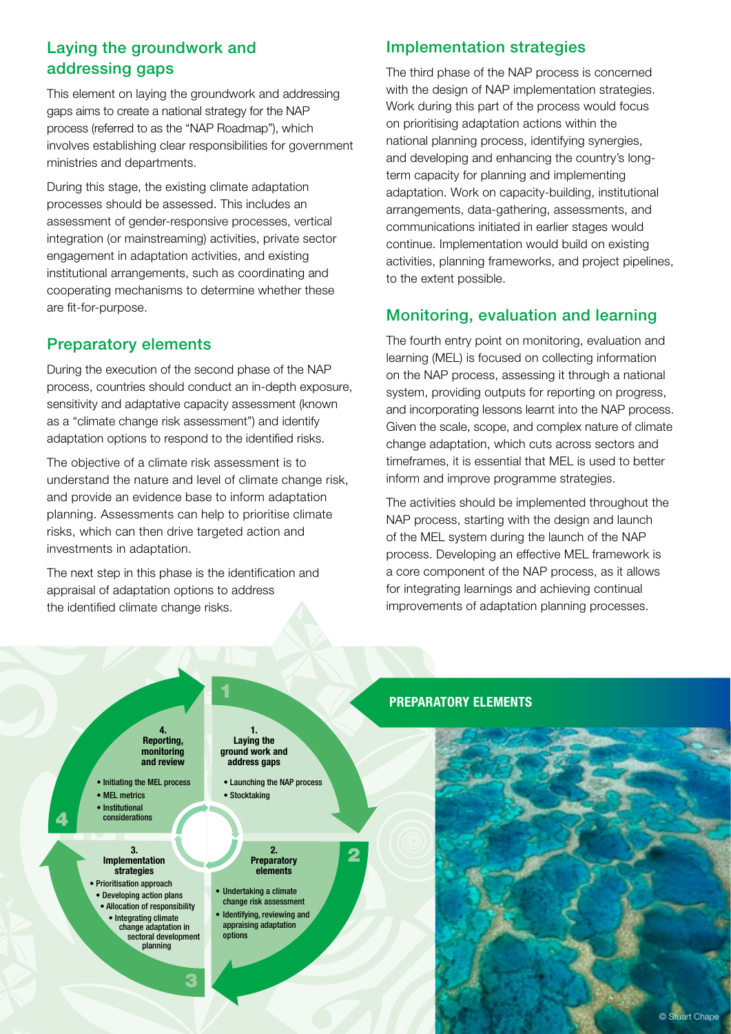## Laying the groundwork and addressing gaps

This element on laying the groundwork and addressing gaps aims to create a national strategy for the NAP process (referred to as the "NAP Roadmap"), which involves establishing clear responsibilities for government ministries and departments.

During this stage, the existing climate adaptation processes should be assessed. This includes an assessment of gender-responsive processes, vertical integration (or mainstreaming) activities, private sector engagement in adaptation activities, and existing institutional arrangements, such as coordinating and cooperating mechanisms to determine whether these are fit-for-purpose.

## Preparatory elements

During the execution of the second phase of the NAP process, countries should conduct an in-depth exposure, sensitivity and adaptative capacity assessment (known as a "climate change risk assessment") and identify adaptation options to respond to the identified risks.

The objective of a climate risk assessment is to understand the nature and level of climate change risk, and provide an evidence base to inform adaptation planning. Assessments can help to prioritise climate risks, which can then drive targeted action and investments in adaptation.

The next step in this phase is the identification and appraisal of adaptation options to address the identified climate change risks.

## Implementation strategies

The third phase of the NAP process is concerned with the design of NAP implementation strategies. Work during this part of the process would focus on prioritising adaptation actions within the national planning process, identifying synergies, and developing and enhancing the country's long-term capacity for planning and implementing adaptation. Work on capacity-building, institutional arrangements, data-gathering, assessments, and communications initiated in earlier stages would continue. Implementation would build on existing activities, planning frameworks, and project pipelines, to the extent possible.

## Monitoring, evaluation and learning

The fourth entry point on monitoring, evaluation and learning (MEL) is focused on collecting information on the NAP process, assessing it through a national system, providing outputs for reporting on progress, and incorporating lessons learnt into the NAP process. Given the scale, scope, and complex nature of climate change adaptation, which cuts across sectors and timeframes, it is essential that MEL is used to better inform and improve programme strategies.

The activities should be implemented throughout the NAP process, starting with the design and launch of the MEL system during the launch of the NAP process. Developing an effective MEL framework is a core component of the NAP process, as it allows for integrating learnings and achieving continual improvements of adaptation planning processes.

**1. Laying the ground work and address gaps**
- Launching the NAP process
- Stocktaking

**2. Preparatory elements**
- Undertaking a climate change risk assessment
- Identifying, reviewing and appraising adaptation options

**3. Implementation strategies**
- Prioritisation approach
- Developing action plans
- Allocation of responsibility
- Integrating climate change adaptation in sectoral development planning

**4. Reporting, monitoring and review**
- Initiating the MEL process
- MEL metrics
- Institutional considerations

**PREPARATORY ELEMENTS**

© Stuart Chape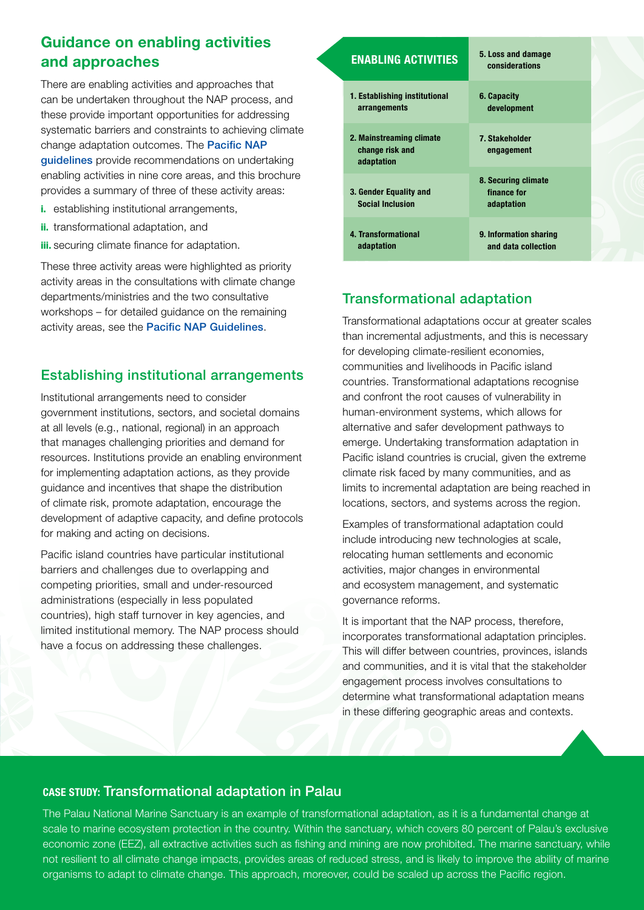## Guidance on enabling activities and approaches

There are enabling activities and approaches that can be undertaken throughout the NAP process, and these provide important opportunities for addressing systematic barriers and constraints to achieving climate change adaptation outcomes. The Pacific NAP guidelines provide recommendations on undertaking enabling activities in nine core areas, and this brochure provides a summary of three of these activity areas:

i. establishing institutional arrangements,

ii. transformational adaptation, and

iii. securing climate finance for adaptation.

These three activity areas were highlighted as priority activity areas in the consultations with climate change departments/ministries and the two consultative workshops – for detailed guidance on the remaining activity areas, see the Pacific NAP Guidelines.

| ENABLING ACTIVITIES | 5. Loss and damage considerations |
|---|---|
| 1. Establishing institutional arrangements | 6. Capacity development |
| 2. Mainstreaming climate change risk and adaptation | 7. Stakeholder engagement |
| 3. Gender Equality and Social Inclusion | 8. Securing climate finance for adaptation |
| 4. Transformational adaptation | 9. Information sharing and data collection |

### Establishing institutional arrangements

Institutional arrangements need to consider government institutions, sectors, and societal domains at all levels (e.g., national, regional) in an approach that manages challenging priorities and demand for resources. Institutions provide an enabling environment for implementing adaptation actions, as they provide guidance and incentives that shape the distribution of climate risk, promote adaptation, encourage the development of adaptive capacity, and define protocols for making and acting on decisions.

Pacific island countries have particular institutional barriers and challenges due to overlapping and competing priorities, small and under-resourced administrations (especially in less populated countries), high staff turnover in key agencies, and limited institutional memory. The NAP process should have a focus on addressing these challenges.

### Transformational adaptation

Transformational adaptations occur at greater scales than incremental adjustments, and this is necessary for developing climate-resilient economies, communities and livelihoods in Pacific island countries. Transformational adaptations recognise and confront the root causes of vulnerability in human-environment systems, which allows for alternative and safer development pathways to emerge. Undertaking transformation adaptation in Pacific island countries is crucial, given the extreme climate risk faced by many communities, and as limits to incremental adaptation are being reached in locations, sectors, and systems across the region.

Examples of transformational adaptation could include introducing new technologies at scale, relocating human settlements and economic activities, major changes in environmental and ecosystem management, and systematic governance reforms.

It is important that the NAP process, therefore, incorporates transformational adaptation principles. This will differ between countries, provinces, islands and communities, and it is vital that the stakeholder engagement process involves consultations to determine what transformational adaptation means in these differing geographic areas and contexts.

### CASE STUDY: Transformational adaptation in Palau

The Palau National Marine Sanctuary is an example of transformational adaptation, as it is a fundamental change at scale to marine ecosystem protection in the country. Within the sanctuary, which covers 80 percent of Palau's exclusive economic zone (EEZ), all extractive activities such as fishing and mining are now prohibited. The marine sanctuary, while not resilient to all climate change impacts, provides areas of reduced stress, and is likely to improve the ability of marine organisms to adapt to climate change. This approach, moreover, could be scaled up across the Pacific region.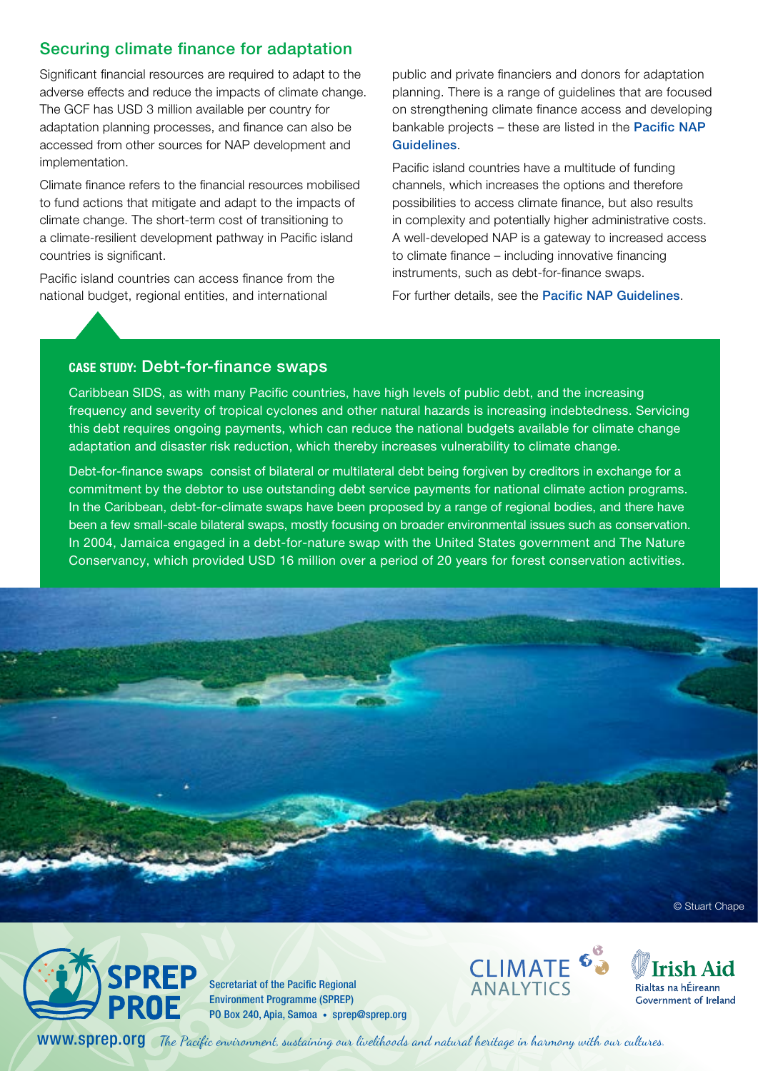## Securing climate finance for adaptation

Significant financial resources are required to adapt to the adverse effects and reduce the impacts of climate change. The GCF has USD 3 million available per country for adaptation planning processes, and finance can also be accessed from other sources for NAP development and implementation.

Climate finance refers to the financial resources mobilised to fund actions that mitigate and adapt to the impacts of climate change. The short-term cost of transitioning to a climate-resilient development pathway in Pacific island countries is significant.

Pacific island countries can access finance from the national budget, regional entities, and international public and private financiers and donors for adaptation planning. There is a range of guidelines that are focused on strengthening climate finance access and developing bankable projects – these are listed in the **Pacific NAP Guidelines**.

Pacific island countries have a multitude of funding channels, which increases the options and therefore possibilities to access climate finance, but also results in complexity and potentially higher administrative costs. A well-developed NAP is a gateway to increased access to climate finance – including innovative financing instruments, such as debt-for-finance swaps.

For further details, see the **Pacific NAP Guidelines**.

### CASE STUDY: Debt-for-finance swaps

Caribbean SIDS, as with many Pacific countries, have high levels of public debt, and the increasing frequency and severity of tropical cyclones and other natural hazards is increasing indebtedness. Servicing this debt requires ongoing payments, which can reduce the national budgets available for climate change adaptation and disaster risk reduction, which thereby increases vulnerability to climate change.

Debt-for-finance swaps consist of bilateral or multilateral debt being forgiven by creditors in exchange for a commitment by the debtor to use outstanding debt service payments for national climate action programs. In the Caribbean, debt-for-climate swaps have been proposed by a range of regional bodies, and there have been a few small-scale bilateral swaps, mostly focusing on broader environmental issues such as conservation. In 2004, Jamaica engaged in a debt-for-nature swap with the United States government and The Nature Conservancy, which provided USD 16 million over a period of 20 years for forest conservation activities.

© Stuart Chape

SPREP PROE

Secretariat of the Pacific Regional Environment Programme (SPREP)
PO Box 240, Apia, Samoa • sprep@sprep.org

CLIMATE ANALYTICS

Irish Aid
Rialtas na hÉireann
Government of Ireland

www.sprep.org *The Pacific environment, sustaining our livelihoods and natural heritage in harmony with our cultures.*